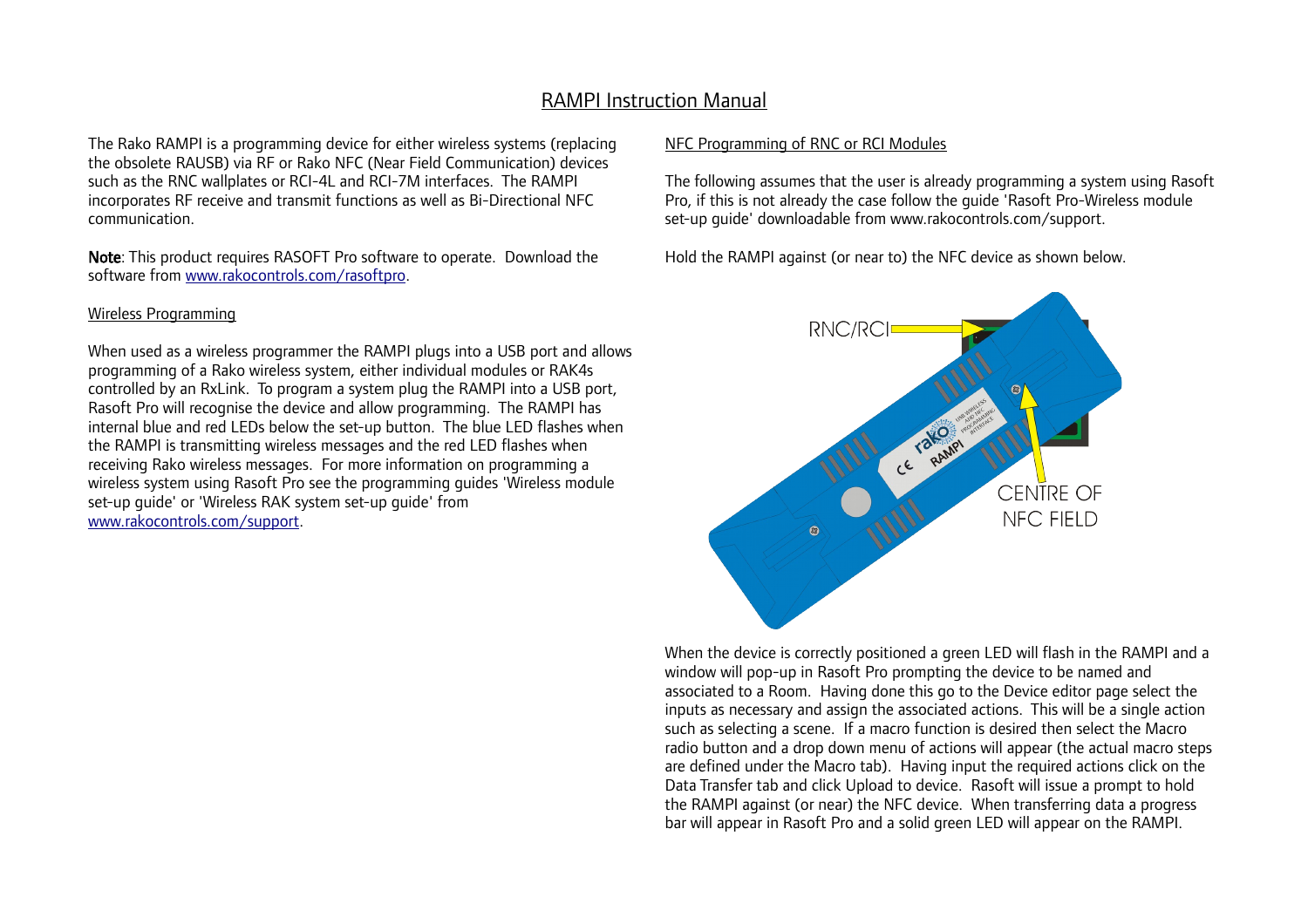# RAMPI Instruction Manual

The Rako RAMPI is a programming device for either wireless systems (replacing the obsolete RAUSB) via RF or Rako NFC (Near Field Communication) devices such as the RNC wallplates or RCI-4L and RCI-7M interfaces. The RAMPI incorporates RF receive and transmit functions as well as Bi-Directional NFC communication.

**Note**: This product requires RASOFT Pro software to operate. Download the software from www.rakocontrols.com/rasoftpro.

## Wireless Programming

When used as a wireless programmer the RAMPI plugs into a USB port and allows programming of a Rako wireless system, either individual modules or RAK4s controlled by an RxLink. To program a system plug the RAMPI into a USB port, Rasoft Pro will recognise the device and allow programming. The RAMPI has internal blue and red LEDs below the set-up button. The blue LED flashes when the RAMPI is transmitting wireless messages and the red LED flashes when receiving Rako wireless messages. For more information on programming a wireless system using Rasoft Pro see the programming guides 'Wireless module set-up guide' or 'Wireless RAK system set-up guide' from www.rakocontrols.com/support.

## NFC Programming of RNC or RCI Modules

The following assumes that the user is already programming a system using Rasoft Pro, if this is not already the case follow the guide 'Rasoft Pro-Wireless module set-up guide' downloadable from www.rakocontrols.com/support.

Hold the RAMPI against (or near to) the NFC device as shown below.

RNC/RCI

CENTRE OF NFC FIELD

When the device is correctly positioned a green LED will flash in the RAMPI and a window will pop-up in Rasoft Pro prompting the device to be named and associated to a Room. Having done this go to the Device editor page select the inputs as necessary and assign the associated actions. This will be a single action such as selecting a scene. If a macro function is desired then select the Macro radio button and a drop down menu of actions will appear (the actual macro steps are defined under the Macro tab). Having input the required actions click on the Data Transfer tab and click Upload to device. Rasoft will issue a prompt to hold the RAMPI against (or near) the NFC device. When transferring data a progress bar will appear in Rasoft Pro and a solid green LED will appear on the RAMPI.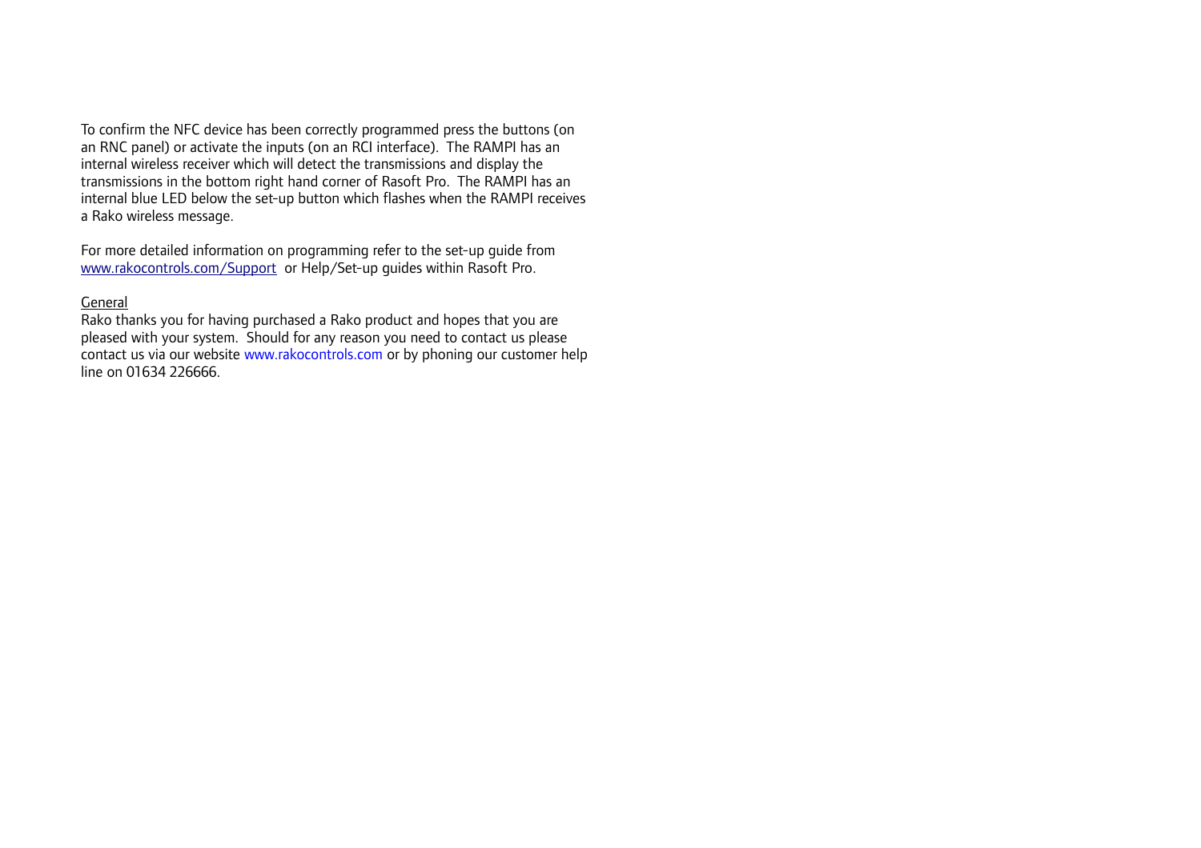To confirm the NFC device has been correctly programmed press the buttons (on an RNC panel) or activate the inputs (on an RCI interface). The RAMPI has an internal wireless receiver which will detect the transmissions and display the transmissions in the bottom right hand corner of Rasoft Pro. The RAMPI has an internal blue LED below the set-up button which flashes when the RAMPI receives a Rako wireless message.

For more detailed information on programming refer to the set-up guide from www.rakocontrols.com/Support or Help/Set-up guides within Rasoft Pro.

General

Rako thanks you for having purchased a Rako product and hopes that you are pleased with your system. Should for any reason you need to contact us please contact us via our website www.rakocontrols.com or by phoning our customer help line on 01634 226666.